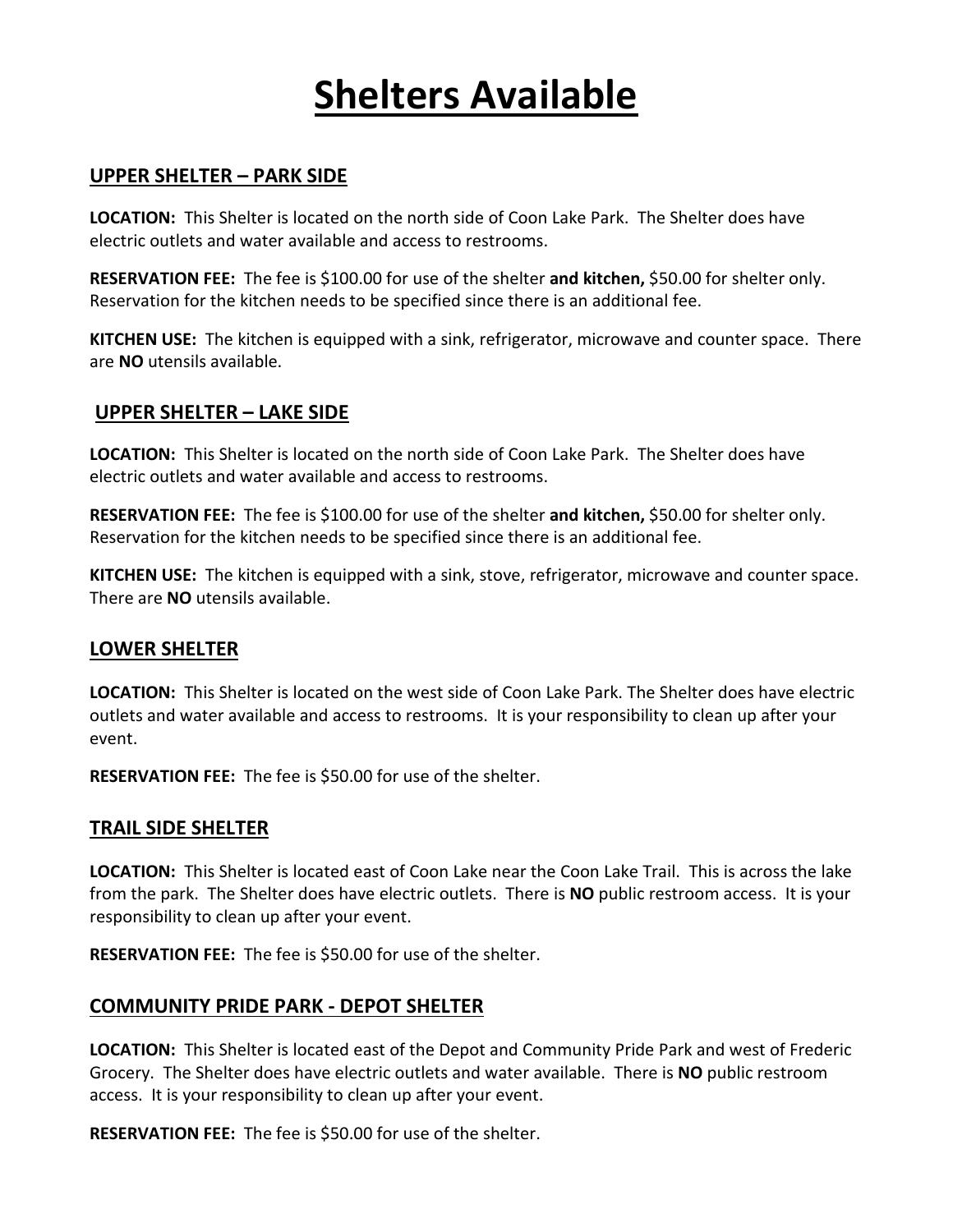# Shelters Available

## UPPER SHELTER – PARK SIDE

**LOCATION:** This Shelter is located on the north side of Coon Lake Park. The Shelter does have electric outlets and water available and access to restrooms.

**RESERVATION FEE:** The fee is $100.00 for use of the shelter **and kitchen,** $50.00 for shelter only. Reservation for the kitchen needs to be specified since there is an additional fee.

**KITCHEN USE:** The kitchen is equipped with a sink, refrigerator, microwave and counter space. There are **NO** utensils available.

## UPPER SHELTER – LAKE SIDE

**LOCATION:** This Shelter is located on the north side of Coon Lake Park. The Shelter does have electric outlets and water available and access to restrooms.

**RESERVATION FEE:** The fee is $100.00 for use of the shelter **and kitchen,** $50.00 for shelter only. Reservation for the kitchen needs to be specified since there is an additional fee.

**KITCHEN USE:** The kitchen is equipped with a sink, stove, refrigerator, microwave and counter space. There are **NO** utensils available.

## LOWER SHELTER

**LOCATION:** This Shelter is located on the west side of Coon Lake Park. The Shelter does have electric outlets and water available and access to restrooms. It is your responsibility to clean up after your event.

**RESERVATION FEE:** The fee is $50.00 for use of the shelter.

## TRAIL SIDE SHELTER

**LOCATION:** This Shelter is located east of Coon Lake near the Coon Lake Trail. This is across the lake from the park. The Shelter does have electric outlets. There is **NO** public restroom access. It is your responsibility to clean up after your event.

**RESERVATION FEE:** The fee is $50.00 for use of the shelter.

## COMMUNITY PRIDE PARK - DEPOT SHELTER

**LOCATION:** This Shelter is located east of the Depot and Community Pride Park and west of Frederic Grocery. The Shelter does have electric outlets and water available. There is **NO** public restroom access. It is your responsibility to clean up after your event.

**RESERVATION FEE:** The fee is $50.00 for use of the shelter.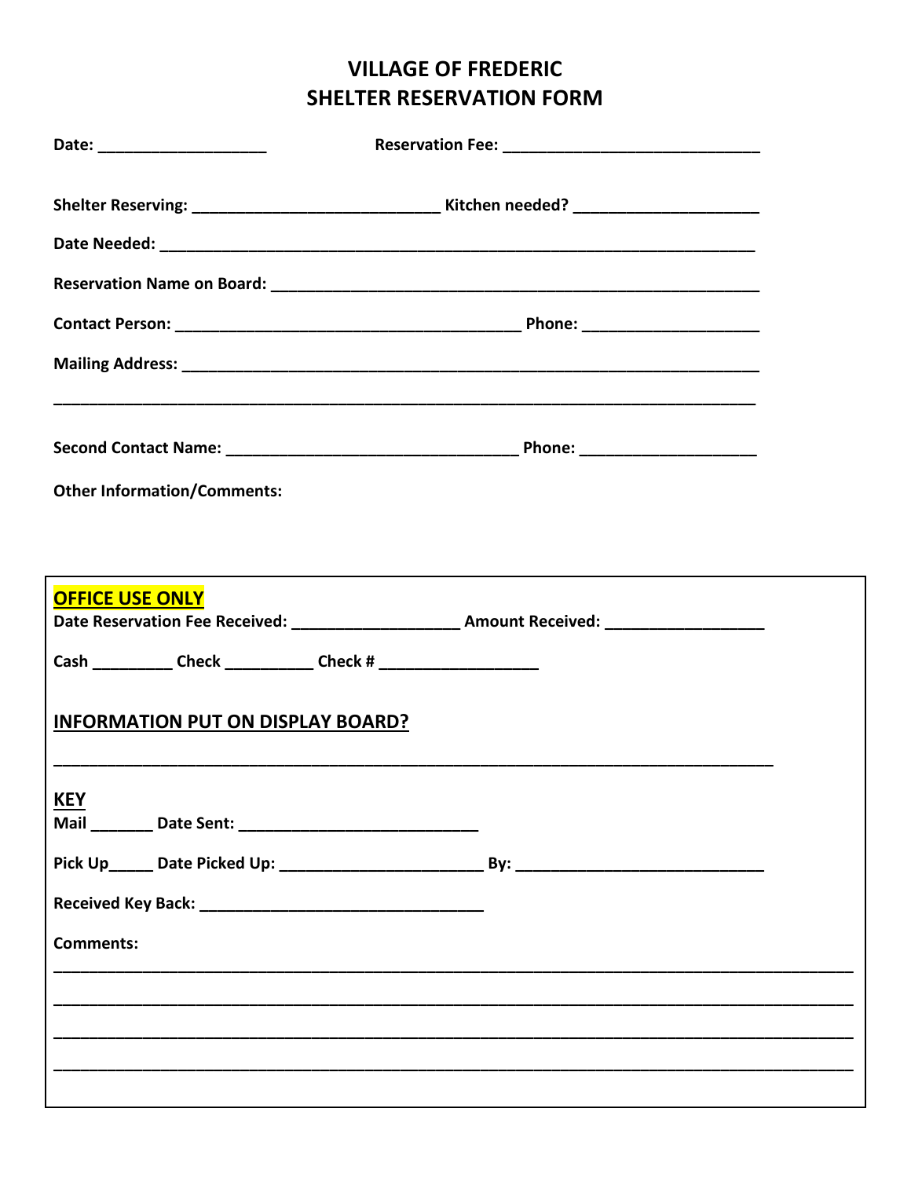# VILLAGE OF FREDERIC
# SHELTER RESERVATION FORM

**Date:** ___________________ **Reservation Fee:** _____________________________

**Shelter Reserving:** ____________________________ **Kitchen needed?** _____________________

**Date Needed:** _______________________________________________________________________

**Reservation Name on Board:** ____________________________________________________

**Contact Person:** _______________________________________ **Phone:** ____________________

**Mailing Address:** ______________________________________________________________

_____________________________________________________________________________

**Second Contact Name:** _________________________________ **Phone:** ____________________

**Other Information/Comments:**

---

**OFFICE USE ONLY**

**Date Reservation Fee Received:** ___________________ **Amount Received:** __________________

**Cash** _________ **Check** __________ **Check #** __________________

**INFORMATION PUT ON DISPLAY BOARD?**

_____________________________________________________________________________

**KEY**

**Mail** _______ **Date Sent:** ___________________________

**Pick Up**_____ **Date Picked Up:** _______________________ **By:** ____________________________

**Received Key Back:** ________________________________

**Comments:**

_____________________________________________________________________________

_____________________________________________________________________________

_____________________________________________________________________________

_____________________________________________________________________________